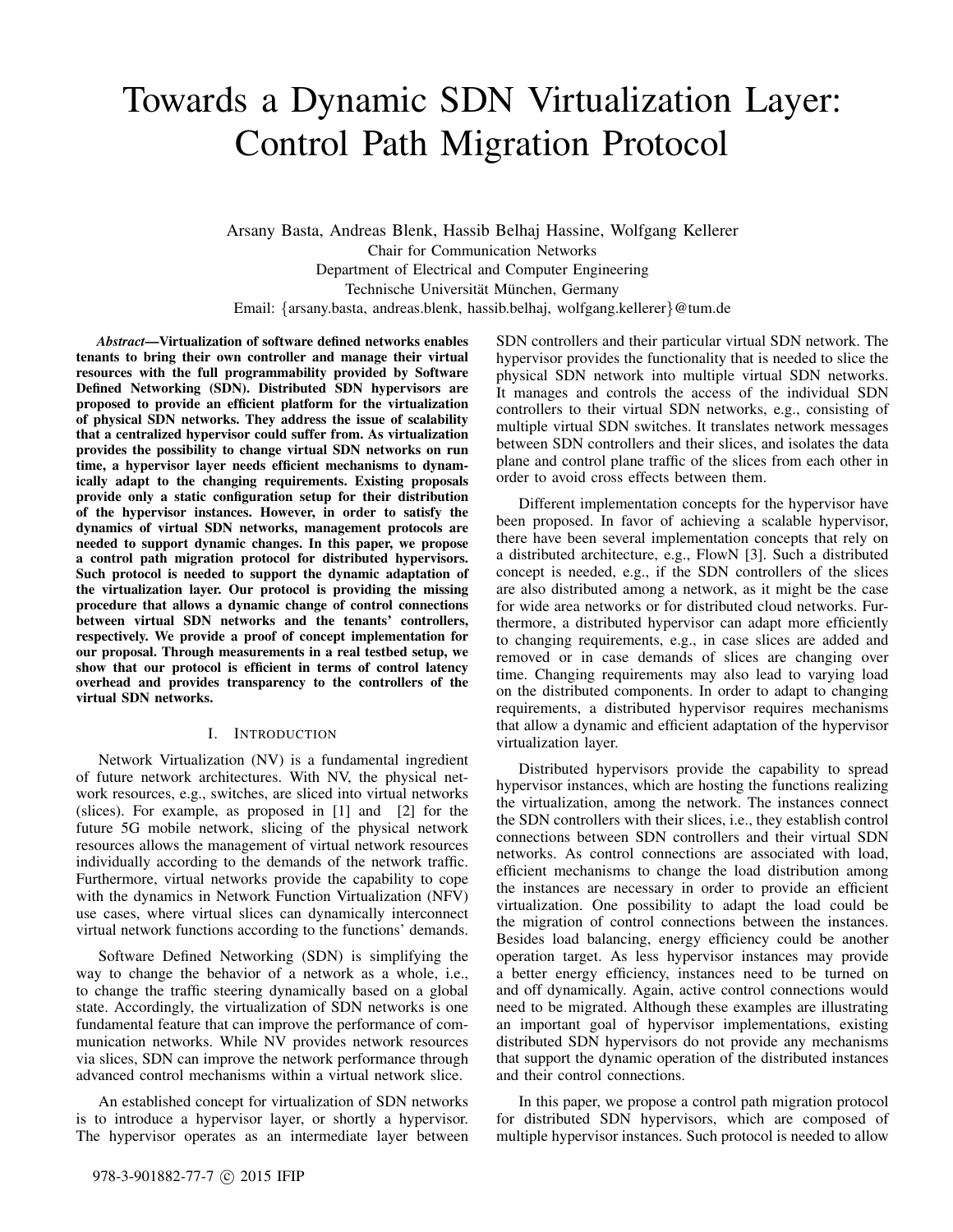# Towards a Dynamic SDN Virtualization Layer: Control Path Migration Protocol

Arsany Basta, Andreas Blenk, Hassib Belhaj Hassine, Wolfgang Kellerer
Chair for Communication Networks
Department of Electrical and Computer Engineering
Technische Universität München, Germany
Email: {arsany.basta, andreas.blenk, hassib.belhaj, wolfgang.kellerer}@tum.de

***Abstract*—Virtualization of software defined networks enables tenants to bring their own controller and manage their virtual resources with the full programmability provided by Software Defined Networking (SDN). Distributed SDN hypervisors are proposed to provide an efficient platform for the virtualization of physical SDN networks. They address the issue of scalability that a centralized hypervisor could suffer from. As virtualization provides the possibility to change virtual SDN networks on run time, a hypervisor layer needs efficient mechanisms to dynamically adapt to the changing requirements. Existing proposals provide only a static configuration setup for their distribution of the hypervisor instances. However, in order to satisfy the dynamics of virtual SDN networks, management protocols are needed to support dynamic changes. In this paper, we propose a control path migration protocol for distributed hypervisors. Such protocol is needed to support the dynamic adaptation of the virtualization layer. Our protocol is providing the missing procedure that allows a dynamic change of control connections between virtual SDN networks and the tenants' controllers, respectively. We provide a proof of concept implementation for our proposal. Through measurements in a real testbed setup, we show that our protocol is efficient in terms of control latency overhead and provides transparency to the controllers of the virtual SDN networks.**

## I. Introduction

Network Virtualization (NV) is a fundamental ingredient of future network architectures. With NV, the physical network resources, e.g., switches, are sliced into virtual networks (slices). For example, as proposed in [1] and [2] for the future 5G mobile network, slicing of the physical network resources allows the management of virtual network resources individually according to the demands of the network traffic. Furthermore, virtual networks provide the capability to cope with the dynamics in Network Function Virtualization (NFV) use cases, where virtual slices can dynamically interconnect virtual network functions according to the functions' demands.

Software Defined Networking (SDN) is simplifying the way to change the behavior of a network as a whole, i.e., to change the traffic steering dynamically based on a global state. Accordingly, the virtualization of SDN networks is one fundamental feature that can improve the performance of communication networks. While NV provides network resources via slices, SDN can improve the network performance through advanced control mechanisms within a virtual network slice.

An established concept for virtualization of SDN networks is to introduce a hypervisor layer, or shortly a hypervisor. The hypervisor operates as an intermediate layer between SDN controllers and their particular virtual SDN network. The hypervisor provides the functionality that is needed to slice the physical SDN network into multiple virtual SDN networks. It manages and controls the access of the individual SDN controllers to their virtual SDN networks, e.g., consisting of multiple virtual SDN switches. It translates network messages between SDN controllers and their slices, and isolates the data plane and control plane traffic of the slices from each other in order to avoid cross effects between them.

Different implementation concepts for the hypervisor have been proposed. In favor of achieving a scalable hypervisor, there have been several implementation concepts that rely on a distributed architecture, e.g., FlowN [3]. Such a distributed concept is needed, e.g., if the SDN controllers of the slices are also distributed among a network, as it might be the case for wide area networks or for distributed cloud networks. Furthermore, a distributed hypervisor can adapt more efficiently to changing requirements, e.g., in case slices are added and removed or in case demands of slices are changing over time. Changing requirements may also lead to varying load on the distributed components. In order to adapt to changing requirements, a distributed hypervisor requires mechanisms that allow a dynamic and efficient adaptation of the hypervisor virtualization layer.

Distributed hypervisors provide the capability to spread hypervisor instances, which are hosting the functions realizing the virtualization, among the network. The instances connect the SDN controllers with their slices, i.e., they establish control connections between SDN controllers and their virtual SDN networks. As control connections are associated with load, efficient mechanisms to change the load distribution among the instances are necessary in order to provide an efficient virtualization. One possibility to adapt the load could be the migration of control connections between the instances. Besides load balancing, energy efficiency could be another operation target. As less hypervisor instances may provide a better energy efficiency, instances need to be turned on and off dynamically. Again, active control connections would need to be migrated. Although these examples are illustrating an important goal of hypervisor implementations, existing distributed SDN hypervisors do not provide any mechanisms that support the dynamic operation of the distributed instances and their control connections.

In this paper, we propose a control path migration protocol for distributed SDN hypervisors, which are composed of multiple hypervisor instances. Such protocol is needed to allow

978-3-901882-77-7 © 2015 IFIP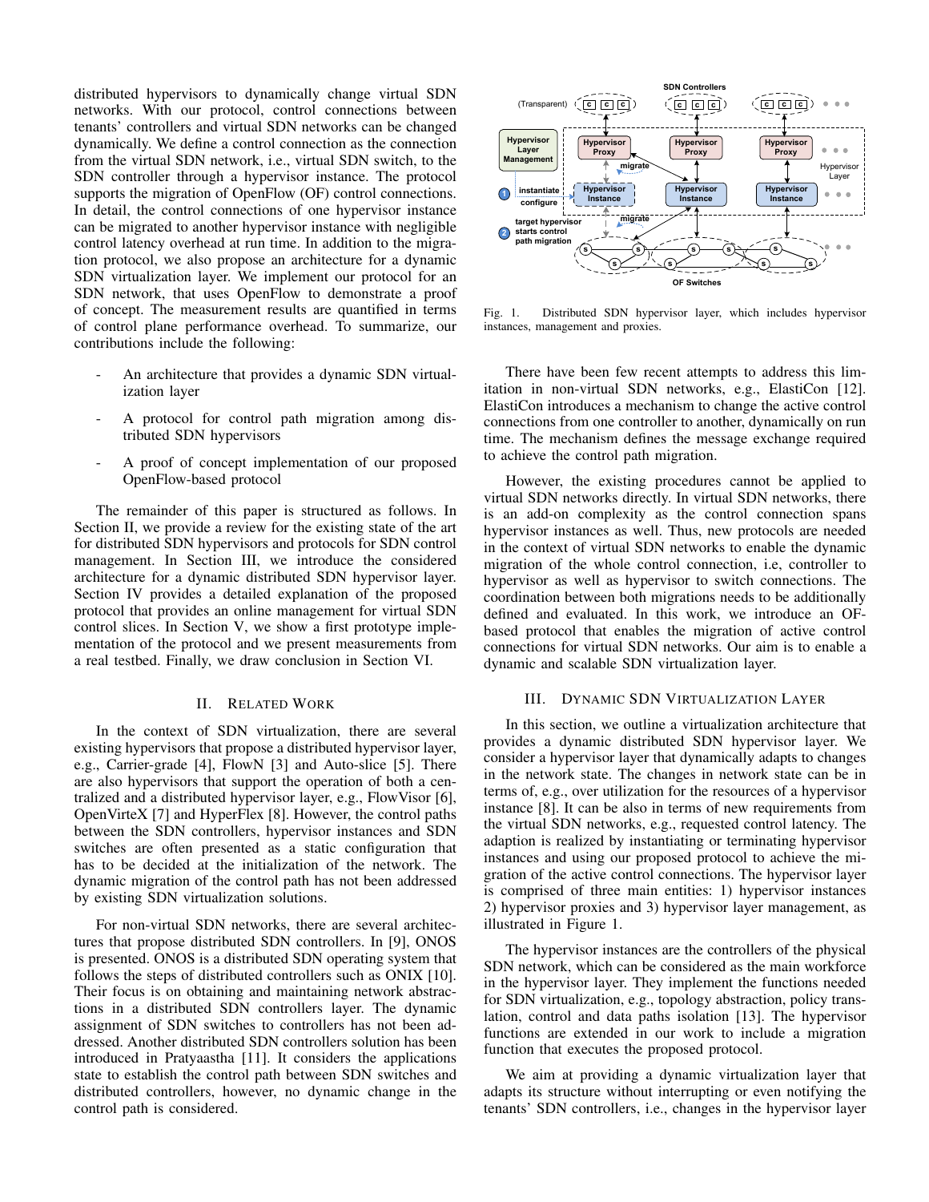distributed hypervisors to dynamically change virtual SDN networks. With our protocol, control connections between tenants' controllers and virtual SDN networks can be changed dynamically. We define a control connection as the connection from the virtual SDN network, i.e., virtual SDN switch, to the SDN controller through a hypervisor instance. The protocol supports the migration of OpenFlow (OF) control connections. In detail, the control connections of one hypervisor instance can be migrated to another hypervisor instance with negligible control latency overhead at run time. In addition to the migration protocol, we also propose an architecture for a dynamic SDN virtualization layer. We implement our protocol for an SDN network, that uses OpenFlow to demonstrate a proof of concept. The measurement results are quantified in terms of control plane performance overhead. To summarize, our contributions include the following:

- An architecture that provides a dynamic SDN virtualization layer
- A protocol for control path migration among distributed SDN hypervisors
- A proof of concept implementation of our proposed OpenFlow-based protocol

The remainder of this paper is structured as follows. In Section II, we provide a review for the existing state of the art for distributed SDN hypervisors and protocols for SDN control management. In Section III, we introduce the considered architecture for a dynamic distributed SDN hypervisor layer. Section IV provides a detailed explanation of the proposed protocol that provides an online management for virtual SDN control slices. In Section V, we show a first prototype implementation of the protocol and we present measurements from a real testbed. Finally, we draw conclusion in Section VI.

## II. Related Work

In the context of SDN virtualization, there are several existing hypervisors that propose a distributed hypervisor layer, e.g., Carrier-grade [4], FlowN [3] and Auto-slice [5]. There are also hypervisors that support the operation of both a centralized and a distributed hypervisor layer, e.g., FlowVisor [6], OpenVirteX [7] and HyperFlex [8]. However, the control paths between the SDN controllers, hypervisor instances and SDN switches are often presented as a static configuration that has to be decided at the initialization of the network. The dynamic migration of the control path has not been addressed by existing SDN virtualization solutions.

For non-virtual SDN networks, there are several architectures that propose distributed SDN controllers. In [9], ONOS is presented. ONOS is a distributed SDN operating system that follows the steps of distributed controllers such as ONIX [10]. Their focus is on obtaining and maintaining network abstractions in a distributed SDN controllers layer. The dynamic assignment of SDN switches to controllers has not been addressed. Another distributed SDN controllers solution has been introduced in Pratyaastha [11]. It considers the applications state to establish the control path between SDN switches and distributed controllers, however, no dynamic change in the control path is considered.

Fig. 1. Distributed SDN hypervisor layer, which includes hypervisor instances, management and proxies.

There have been few recent attempts to address this limitation in non-virtual SDN networks, e.g., ElastiCon [12]. ElastiCon introduces a mechanism to change the active control connections from one controller to another, dynamically on run time. The mechanism defines the message exchange required to achieve the control path migration.

However, the existing procedures cannot be applied to virtual SDN networks directly. In virtual SDN networks, there is an add-on complexity as the control connection spans hypervisor instances as well. Thus, new protocols are needed in the context of virtual SDN networks to enable the dynamic migration of the whole control connection, i.e, controller to hypervisor as well as hypervisor to switch connections. The coordination between both migrations needs to be additionally defined and evaluated. In this work, we introduce an OF-based protocol that enables the migration of active control connections for virtual SDN networks. Our aim is to enable a dynamic and scalable SDN virtualization layer.

## III. Dynamic SDN Virtualization Layer

In this section, we outline a virtualization architecture that provides a dynamic distributed SDN hypervisor layer. We consider a hypervisor layer that dynamically adapts to changes in the network state. The changes in network state can be in terms of, e.g., over utilization for the resources of a hypervisor instance [8]. It can be also in terms of new requirements from the virtual SDN networks, e.g., requested control latency. The adaption is realized by instantiating or terminating hypervisor instances and using our proposed protocol to achieve the migration of the active control connections. The hypervisor layer is comprised of three main entities: 1) hypervisor instances 2) hypervisor proxies and 3) hypervisor layer management, as illustrated in Figure 1.

The hypervisor instances are the controllers of the physical SDN network, which can be considered as the main workforce in the hypervisor layer. They implement the functions needed for SDN virtualization, e.g., topology abstraction, policy translation, control and data paths isolation [13]. The hypervisor functions are extended in our work to include a migration function that executes the proposed protocol.

We aim at providing a dynamic virtualization layer that adapts its structure without interrupting or even notifying the tenants' SDN controllers, i.e., changes in the hypervisor layer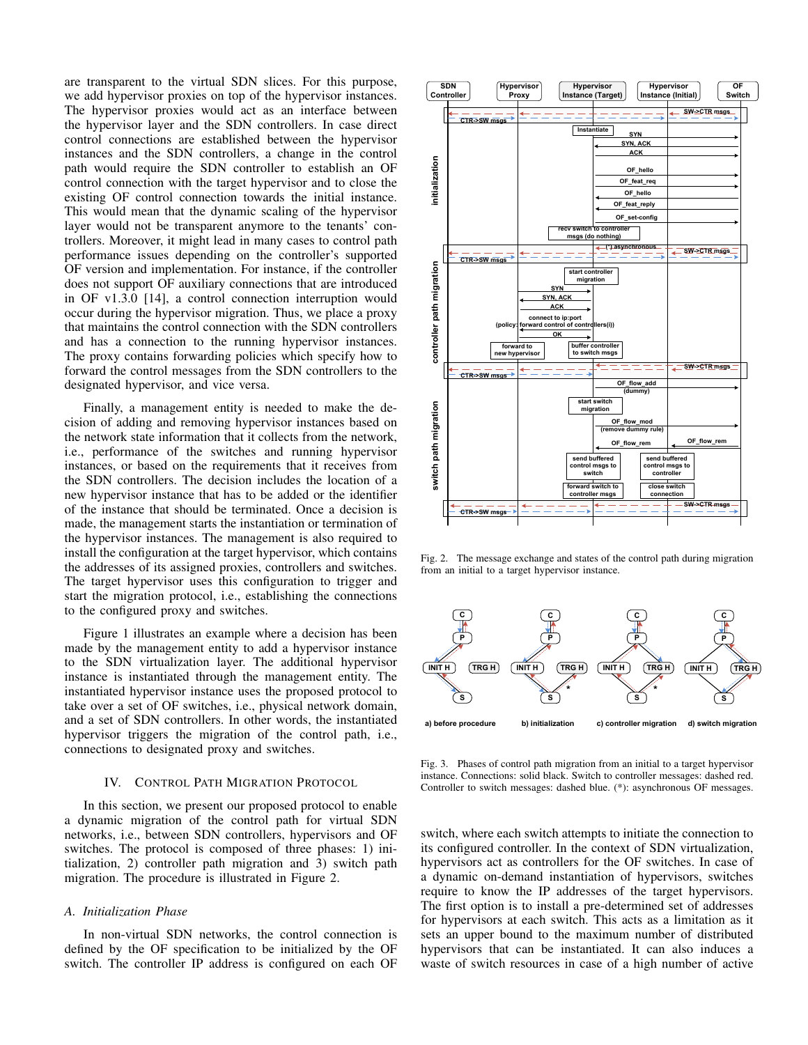are transparent to the virtual SDN slices. For this purpose, we add hypervisor proxies on top of the hypervisor instances. The hypervisor proxies would act as an interface between the hypervisor layer and the SDN controllers. In case direct control connections are established between the hypervisor instances and the SDN controllers, a change in the control path would require the SDN controller to establish an OF control connection with the target hypervisor and to close the existing OF control connection towards the initial instance. This would mean that the dynamic scaling of the hypervisor layer would not be transparent anymore to the tenants' controllers. Moreover, it might lead in many cases to control path performance issues depending on the controller's supported OF version and implementation. For instance, if the controller does not support OF auxiliary connections that are introduced in OF v1.3.0 [14], a control connection interruption would occur during the hypervisor migration. Thus, we place a proxy that maintains the control connection with the SDN controllers and has a connection to the running hypervisor instances. The proxy contains forwarding policies which specify how to forward the control messages from the SDN controllers to the designated hypervisor, and vice versa.

Finally, a management entity is needed to make the decision of adding and removing hypervisor instances based on the network state information that it collects from the network, i.e., performance of the switches and running hypervisor instances, or based on the requirements that it receives from the SDN controllers. The decision includes the location of a new hypervisor instance that has to be added or the identifier of the instance that should be terminated. Once a decision is made, the management starts the instantiation or termination of the hypervisor instances. The management is also required to install the configuration at the target hypervisor, which contains the addresses of its assigned proxies, controllers and switches. The target hypervisor uses this configuration to trigger and start the migration protocol, i.e., establishing the connections to the configured proxy and switches.

Figure 1 illustrates an example where a decision has been made by the management entity to add a hypervisor instance to the SDN virtualization layer. The additional hypervisor instance is instantiated through the management entity. The instantiated hypervisor instance uses the proposed protocol to take over a set of OF switches, i.e., physical network domain, and a set of SDN controllers. In other words, the instantiated hypervisor triggers the migration of the control path, i.e., connections to designated proxy and switches.

## IV. Control Path Migration Protocol

In this section, we present our proposed protocol to enable a dynamic migration of the control path for virtual SDN networks, i.e., between SDN controllers, hypervisors and OF switches. The protocol is composed of three phases: 1) initialization, 2) controller path migration and 3) switch path migration. The procedure is illustrated in Figure 2.

### A. Initialization Phase

In non-virtual SDN networks, the control connection is defined by the OF specification to be initialized by the OF switch. The controller IP address is configured on each OF switch, where each switch attempts to initiate the connection to its configured controller. In the context of SDN virtualization, hypervisors act as controllers for the OF switches. In case of a dynamic on-demand instantiation of hypervisors, switches require to know the IP addresses of the target hypervisors. The first option is to install a pre-determined set of addresses for hypervisors at each switch. This acts as a limitation as it sets an upper bound to the maximum number of distributed hypervisors that can be instantiated. It can also induces a waste of switch resources in case of a high number of active

Fig. 2. The message exchange and states of the control path during migration from an initial to a target hypervisor instance.

Fig. 3. Phases of control path migration from an initial to a target hypervisor instance. Connections: solid black. Switch to controller messages: dashed red. Controller to switch messages: dashed blue. (*): asynchronous OF messages.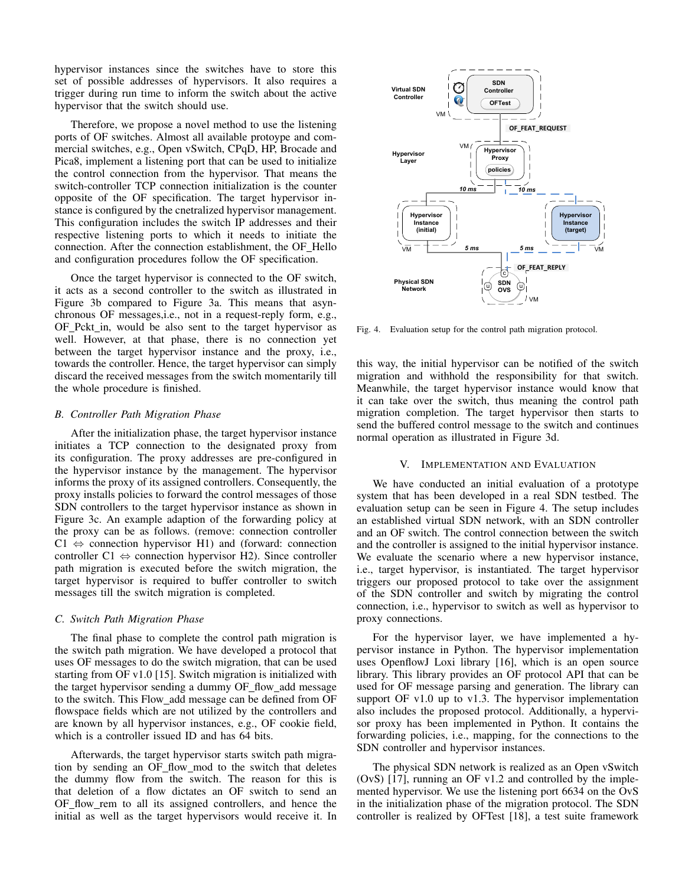hypervisor instances since the switches have to store this set of possible addresses of hypervisors. It also requires a trigger during run time to inform the switch about the active hypervisor that the switch should use.

Therefore, we propose a novel method to use the listening ports of OF switches. Almost all available protoype and commercial switches, e.g., Open vSwitch, CPqD, HP, Brocade and Pica8, implement a listening port that can be used to initialize the control connection from the hypervisor. That means the switch-controller TCP connection initialization is the counter opposite of the OF specification. The target hypervisor instance is configured by the cnetralized hypervisor management. This configuration includes the switch IP addresses and their respective listening ports to which it needs to initiate the connection. After the connection establishment, the OF_Hello and configuration procedures follow the OF specification.

Once the target hypervisor is connected to the OF switch, it acts as a second controller to the switch as illustrated in Figure 3b compared to Figure 3a. This means that asynchronous OF messages,i.e., not in a request-reply form, e.g., OF_Pckt_in, would be also sent to the target hypervisor as well. However, at that phase, there is no connection yet between the target hypervisor instance and the proxy, i.e., towards the controller. Hence, the target hypervisor can simply discard the received messages from the switch momentarily till the whole procedure is finished.

### B. Controller Path Migration Phase

After the initialization phase, the target hypervisor instance initiates a TCP connection to the designated proxy from its configuration. The proxy addresses are pre-configured in the hypervisor instance by the management. The hypervisor informs the proxy of its assigned controllers. Consequently, the proxy installs policies to forward the control messages of those SDN controllers to the target hypervisor instance as shown in Figure 3c. An example adaption of the forwarding policy at the proxy can be as follows. (remove: connection controller C1 ⇔ connection hypervisor H1) and (forward: connection controller C1 ⇔ connection hypervisor H2). Since controller path migration is executed before the switch migration, the target hypervisor is required to buffer controller to switch messages till the switch migration is completed.

### C. Switch Path Migration Phase

The final phase to complete the control path migration is the switch path migration. We have developed a protocol that uses OF messages to do the switch migration, that can be used starting from OF v1.0 [15]. Switch migration is initialized with the target hypervisor sending a dummy OF_flow_add message to the switch. This Flow_add message can be defined from OF flowspace fields which are not utilized by the controllers and are known by all hypervisor instances, e.g., OF cookie field, which is a controller issued ID and has 64 bits.

Afterwards, the target hypervisor starts switch path migration by sending an OF_flow_mod to the switch that deletes the dummy flow from the switch. The reason for this is that deletion of a flow dictates an OF switch to send an OF_flow_rem to all its assigned controllers, and hence the initial as well as the target hypervisors would receive it. In this way, the initial hypervisor can be notified of the switch migration and withhold the responsibility for that switch. Meanwhile, the target hypervisor instance would know that it can take over the switch, thus meaning the control path migration completion. The target hypervisor then starts to send the buffered control message to the switch and continues normal operation as illustrated in Figure 3d.

Fig. 4. Evaluation setup for the control path migration protocol.

## V. Implementation and Evaluation

We have conducted an initial evaluation of a prototype system that has been developed in a real SDN testbed. The evaluation setup can be seen in Figure 4. The setup includes an established virtual SDN network, with an SDN controller and an OF switch. The control connection between the switch and the controller is assigned to the initial hypervisor instance. We evaluate the scenario where a new hypervisor instance, i.e., target hypervisor, is instantiated. The target hypervisor triggers our proposed protocol to take over the assignment of the SDN controller and switch by migrating the control connection, i.e., hypervisor to switch as well as hypervisor to proxy connections.

For the hypervisor layer, we have implemented a hypervisor instance in Python. The hypervisor implementation uses OpenflowJ Loxi library [16], which is an open source library. This library provides an OF protocol API that can be used for OF message parsing and generation. The library can support OF v1.0 up to v1.3. The hypervisor implementation also includes the proposed protocol. Additionally, a hypervisor proxy has been implemented in Python. It contains the forwarding policies, i.e., mapping, for the connections to the SDN controller and hypervisor instances.

The physical SDN network is realized as an Open vSwitch (OvS) [17], running an OF v1.2 and controlled by the implemented hypervisor. We use the listening port 6634 on the OvS in the initialization phase of the migration protocol. The SDN controller is realized by OFTest [18], a test suite framework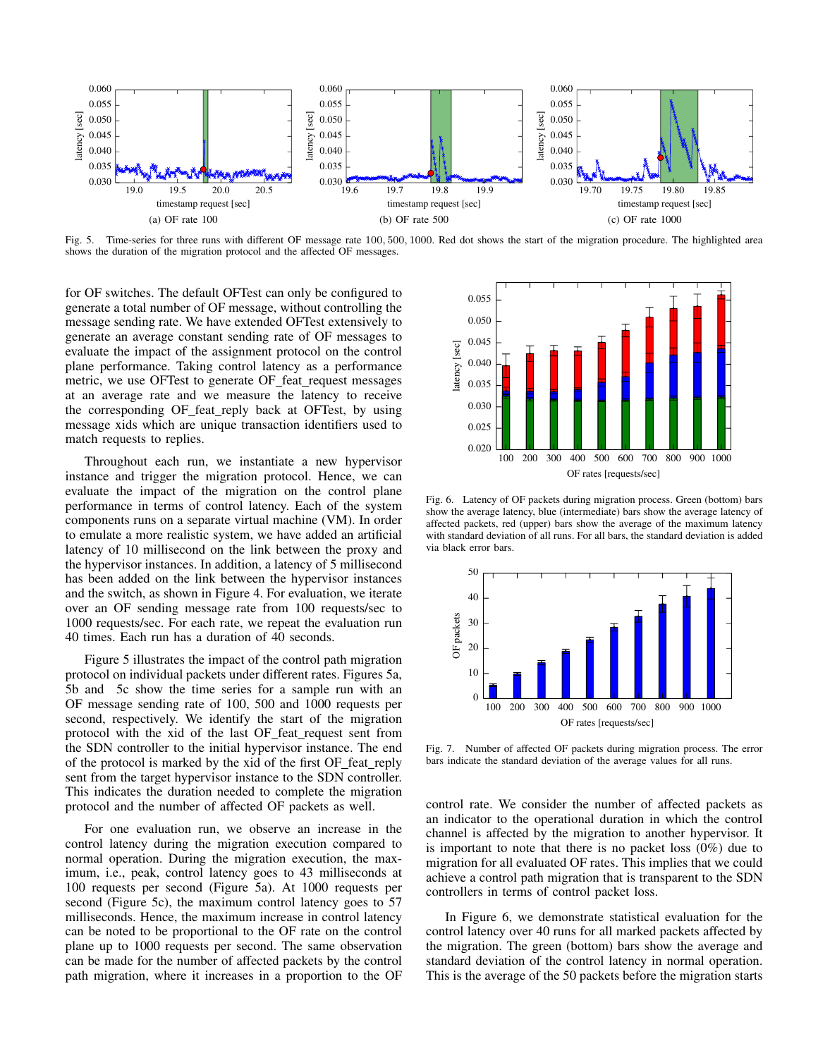Fig. 5. Time-series for three runs with different OF message rate $100, 500, 1000$. Red dot shows the start of the migration procedure. The highlighted area shows the duration of the migration protocol and the affected OF messages.

for OF switches. The default OFTest can only be configured to generate a total number of OF message, without controlling the message sending rate. We have extended OFTest extensively to generate an average constant sending rate of OF messages to evaluate the impact of the assignment protocol on the control plane performance. Taking control latency as a performance metric, we use OFTest to generate OF_feat_request messages at an average rate and we measure the latency to receive the corresponding OF_feat_reply back at OFTest, by using message xids which are unique transaction identifiers used to match requests to replies.

Throughout each run, we instantiate a new hypervisor instance and trigger the migration protocol. Hence, we can evaluate the impact of the migration on the control plane performance in terms of control latency. Each of the system components runs on a separate virtual machine (VM). In order to emulate a more realistic system, we have added an artificial latency of 10 millisecond on the link between the proxy and the hypervisor instances. In addition, a latency of 5 millisecond has been added on the link between the hypervisor instances and the switch, as shown in Figure 4. For evaluation, we iterate over an OF sending message rate from 100 requests/sec to 1000 requests/sec. For each rate, we repeat the evaluation run 40 times. Each run has a duration of 40 seconds.

Figure 5 illustrates the impact of the control path migration protocol on individual packets under different rates. Figures 5a, 5b and 5c show the time series for a sample run with an OF message sending rate of 100, 500 and 1000 requests per second, respectively. We identify the start of the migration protocol with the xid of the last OF_feat_request sent from the SDN controller to the initial hypervisor instance. The end of the protocol is marked by the xid of the first OF_feat_reply sent from the target hypervisor instance to the SDN controller. This indicates the duration needed to complete the migration protocol and the number of affected OF packets as well.

For one evaluation run, we observe an increase in the control latency during the migration execution compared to normal operation. During the migration execution, the maximum, i.e., peak, control latency goes to 43 milliseconds at 100 requests per second (Figure 5a). At 1000 requests per second (Figure 5c), the maximum control latency goes to 57 milliseconds. Hence, the maximum increase in control latency can be noted to be proportional to the OF rate on the control plane up to 1000 requests per second. The same observation can be made for the number of affected packets by the control path migration, where it increases in a proportion to the OF control rate. We consider the number of affected packets as an indicator to the operational duration in which the control channel is affected by the migration to another hypervisor. It is important to note that there is no packet loss (0%) due to migration for all evaluated OF rates. This implies that we could achieve a control path migration that is transparent to the SDN controllers in terms of control packet loss.

Fig. 6. Latency of OF packets during migration process. Green (bottom) bars show the average latency, blue (intermediate) bars show the average latency of affected packets, red (upper) bars show the average of the maximum latency with standard deviation of all runs. For all bars, the standard deviation is added via black error bars.

Fig. 7. Number of affected OF packets during migration process. The error bars indicate the standard deviation of the average values for all runs.

In Figure 6, we demonstrate statistical evaluation for the control latency over 40 runs for all marked packets affected by the migration. The green (bottom) bars show the average and standard deviation of the control latency in normal operation. This is the average of the 50 packets before the migration starts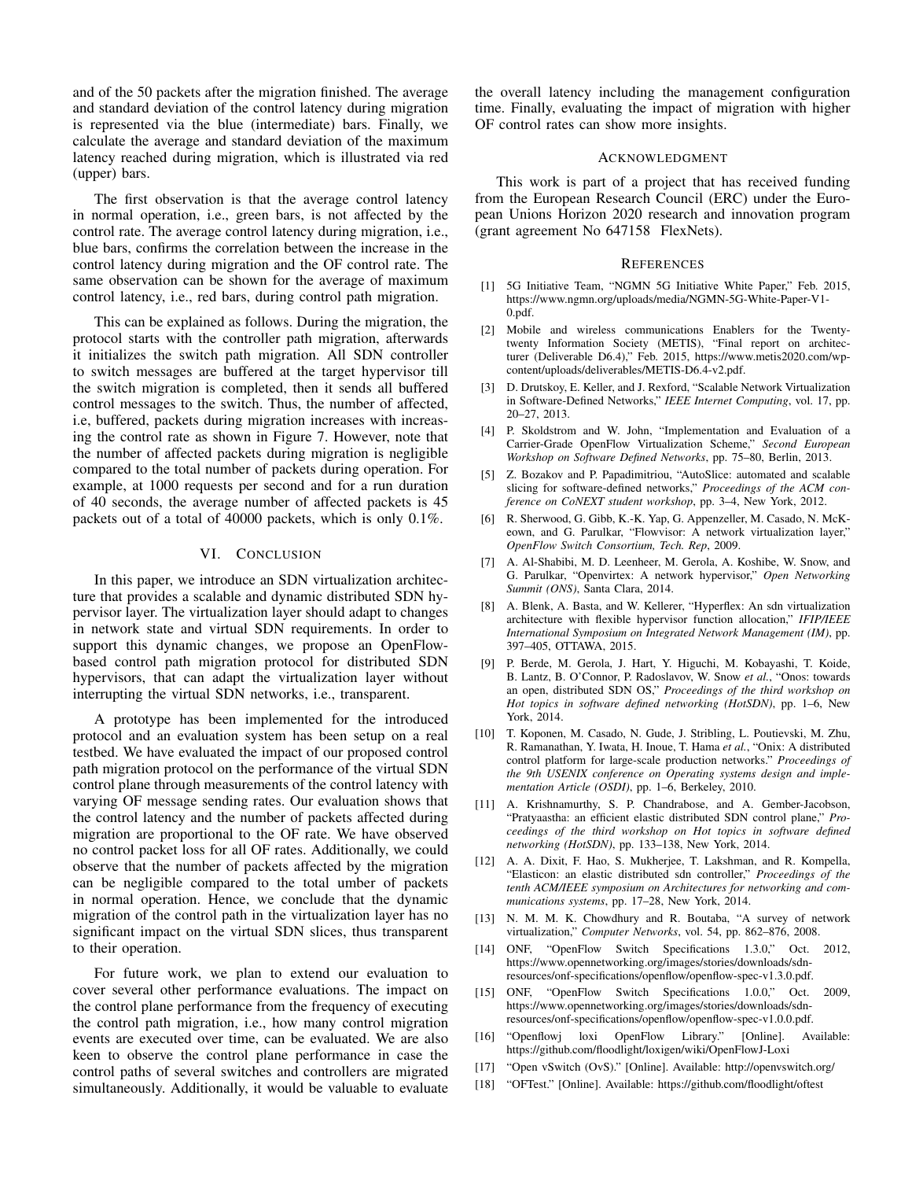and of the 50 packets after the migration finished. The average and standard deviation of the control latency during migration is represented via the blue (intermediate) bars. Finally, we calculate the average and standard deviation of the maximum latency reached during migration, which is illustrated via red (upper) bars.

The first observation is that the average control latency in normal operation, i.e., green bars, is not affected by the control rate. The average control latency during migration, i.e., blue bars, confirms the correlation between the increase in the control latency during migration and the OF control rate. The same observation can be shown for the average of maximum control latency, i.e., red bars, during control path migration.

This can be explained as follows. During the migration, the protocol starts with the controller path migration, afterwards it initializes the switch path migration. All SDN controller to switch messages are buffered at the target hypervisor till the switch migration is completed, then it sends all buffered control messages to the switch. Thus, the number of affected, i.e, buffered, packets during migration increases with increasing the control rate as shown in Figure 7. However, note that the number of affected packets during migration is negligible compared to the total number of packets during operation. For example, at 1000 requests per second and for a run duration of 40 seconds, the average number of affected packets is 45 packets out of a total of 40000 packets, which is only 0.1%.

## VI. Conclusion

In this paper, we introduce an SDN virtualization architecture that provides a scalable and dynamic distributed SDN hypervisor layer. The virtualization layer should adapt to changes in network state and virtual SDN requirements. In order to support this dynamic changes, we propose an OpenFlow-based control path migration protocol for distributed SDN hypervisors, that can adapt the virtualization layer without interrupting the virtual SDN networks, i.e., transparent.

A prototype has been implemented for the introduced protocol and an evaluation system has been setup on a real testbed. We have evaluated the impact of our proposed control path migration protocol on the performance of the virtual SDN control plane through measurements of the control latency with varying OF message sending rates. Our evaluation shows that the control latency and the number of packets affected during migration are proportional to the OF rate. We have observed no control packet loss for all OF rates. Additionally, we could observe that the number of packets affected by the migration can be negligible compared to the total umber of packets in normal operation. Hence, we conclude that the dynamic migration of the control path in the virtualization layer has no significant impact on the virtual SDN slices, thus transparent to their operation.

For future work, we plan to extend our evaluation to cover several other performance evaluations. The impact on the control plane performance from the frequency of executing the control path migration, i.e., how many control migration events are executed over time, can be evaluated. We are also keen to observe the control plane performance in case the control paths of several switches and controllers are migrated simultaneously. Additionally, it would be valuable to evaluate the overall latency including the management configuration time. Finally, evaluating the impact of migration with higher OF control rates can show more insights.

## Acknowledgment

This work is part of a project that has received funding from the European Research Council (ERC) under the European Unions Horizon 2020 research and innovation program (grant agreement No 647158 FlexNets).

## References

[1] 5G Initiative Team, "NGMN 5G Initiative White Paper," Feb. 2015, https://www.ngmn.org/uploads/media/NGMN-5G-White-Paper-V1-0.pdf.

[2] Mobile and wireless communications Enablers for the Twenty-twenty Information Society (METIS), "Final report on architecturer (Deliverable D6.4)," Feb. 2015, https://www.metis2020.com/wp-content/uploads/deliverables/METIS-D6.4-v2.pdf.

[3] D. Drutskoy, E. Keller, and J. Rexford, "Scalable Network Virtualization in Software-Defined Networks," *IEEE Internet Computing*, vol. 17, pp. 20–27, 2013.

[4] P. Skoldstrom and W. John, "Implementation and Evaluation of a Carrier-Grade OpenFlow Virtualization Scheme," *Second European Workshop on Software Defined Networks*, pp. 75–80, Berlin, 2013.

[5] Z. Bozakov and P. Papadimitriou, "AutoSlice: automated and scalable slicing for software-defined networks," *Proceedings of the ACM conference on CoNEXT student workshop*, pp. 3–4, New York, 2012.

[6] R. Sherwood, G. Gibb, K.-K. Yap, G. Appenzeller, M. Casado, N. McKeown, and G. Parulkar, "Flowvisor: A network virtualization layer," *OpenFlow Switch Consortium, Tech. Rep*, 2009.

[7] A. Al-Shabibi, M. D. Leenheer, M. Gerola, A. Koshibe, W. Snow, and G. Parulkar, "Openvirtex: A network hypervisor," *Open Networking Summit (ONS)*, Santa Clara, 2014.

[8] A. Blenk, A. Basta, and W. Kellerer, "Hyperflex: An sdn virtualization architecture with flexible hypervisor function allocation," *IFIP/IEEE International Symposium on Integrated Network Management (IM)*, pp. 397–405, OTTAWA, 2015.

[9] P. Berde, M. Gerola, J. Hart, Y. Higuchi, M. Kobayashi, T. Koide, B. Lantz, B. O'Connor, P. Radoslavov, W. Snow *et al.*, "Onos: towards an open, distributed SDN OS," *Proceedings of the third workshop on Hot topics in software defined networking (HotSDN)*, pp. 1–6, New York, 2014.

[10] T. Koponen, M. Casado, N. Gude, J. Stribling, L. Poutievski, M. Zhu, R. Ramanathan, Y. Iwata, H. Inoue, T. Hama *et al.*, "Onix: A distributed control platform for large-scale production networks." *Proceedings of the 9th USENIX conference on Operating systems design and implementation Article (OSDI)*, pp. 1–6, Berkeley, 2010.

[11] A. Krishnamurthy, S. P. Chandrabose, and A. Gember-Jacobson, "Pratyaastha: an efficient elastic distributed SDN control plane," *Proceedings of the third workshop on Hot topics in software defined networking (HotSDN)*, pp. 133–138, New York, 2014.

[12] A. A. Dixit, F. Hao, S. Mukherjee, T. Lakshman, and R. Kompella, "Elasticon: an elastic distributed sdn controller," *Proceedings of the tenth ACM/IEEE symposium on Architectures for networking and communications systems*, pp. 17–28, New York, 2014.

[13] N. M. M. K. Chowdhury and R. Boutaba, "A survey of network virtualization," *Computer Networks*, vol. 54, pp. 862–876, 2008.

[14] ONF, "OpenFlow Switch Specifications 1.3.0," Oct. 2012, https://www.opennetworking.org/images/stories/downloads/sdn-resources/onf-specifications/openflow/openflow-spec-v1.3.0.pdf.

[15] ONF, "OpenFlow Switch Specifications 1.0.0," Oct. 2009, https://www.opennetworking.org/images/stories/downloads/sdn-resources/onf-specifications/openflow/openflow-spec-v1.0.0.pdf.

[16] "Openflowj loxi OpenFlow Library." [Online]. Available: https://github.com/floodlight/loxigen/wiki/OpenFlowJ-Loxi

[17] "Open vSwitch (OvS)." [Online]. Available: http://openvswitch.org/

[18] "OFTest." [Online]. Available: https://github.com/floodlight/oftest